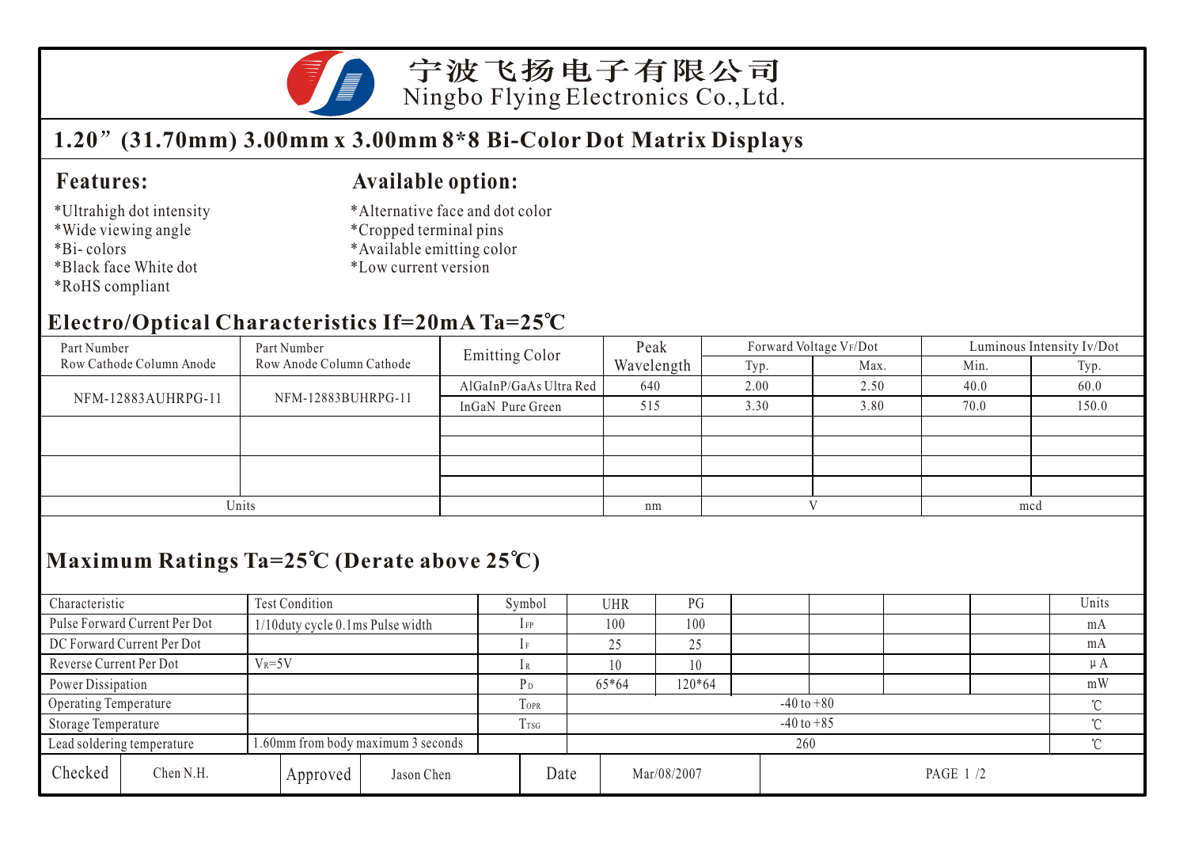# 宁波飞扬电子有限公司

Ningbo Flying Electronics Co.,Ltd.

## 1.20"(31.70mm) 3.00mm x 3.00mm 8*8 Bi-Color Dot Matrix Displays

### Features:

*Ultrahigh dot intensity
*Wide viewing angle
*Bi- colors
*Black face White dot
*RoHS compliant

### Available option:

*Alternative face and dot color
*Cropped terminal pins
*Available emitting color
*Low current version

### Electro/Optical Characteristics If=20mA Ta=25℃

| Part Number Row Cathode Column Anode | Part Number Row Anode Column Cathode | Emitting Color | Peak Wavelength | Forward Voltage $V_F$/Dot | | Luminous Intensity Iv/Dot | |
|---|---|---|---|---|---|---|---|
| | | | | Typ. | Max. | Min. | Typ. |
| NFM-12883AUHRPG-11 | NFM-12883BUHRPG-11 | AlGaInP/GaAs Ultra Red | 640 | 2.00 | 2.50 | 40.0 | 60.0 |
| | | InGaN Pure Green | 515 | 3.30 | 3.80 | 70.0 | 150.0 |
| | | | | | | | |
| | | | | | | | |
| | | | | | | | |
| | | | | | | | |
| Units | | | nm | V | | mcd | |

### Maximum Ratings Ta=25℃ (Derate above 25℃)

| Characteristic | Test Condition | Symbol | UHR | PG | | | | | Units |
|---|---|---|---|---|---|---|---|---|---|
| Pulse Forward Current Per Dot | 1/10duty cycle 0.1ms Pulse width | $I_{FP}$ | 100 | 100 | | | | | mA |
| DC Forward Current Per Dot | | $I_F$ | 25 | 25 | | | | | mA |
| Reverse Current Per Dot | $V_R$=5V | $I_R$ | 10 | 10 | | | | | μA |
| Power Dissipation | | $P_D$ | 65*64 | 120*64 | | | | | mW |
| Operating Temperature | | $T_{OPR}$ | -40 to +80 | | | | | | ℃ |
| Storage Temperature | | $T_{TSG}$ | -40 to +85 | | | | | | ℃ |
| Lead soldering temperature | 1.60mm from body maximum 3 seconds | | 260 | | | | | | ℃ |

| Checked | Chen N.H. | Approved | Jason Chen | Date | Mar/08/2007 |
|---|---|---|---|---|---|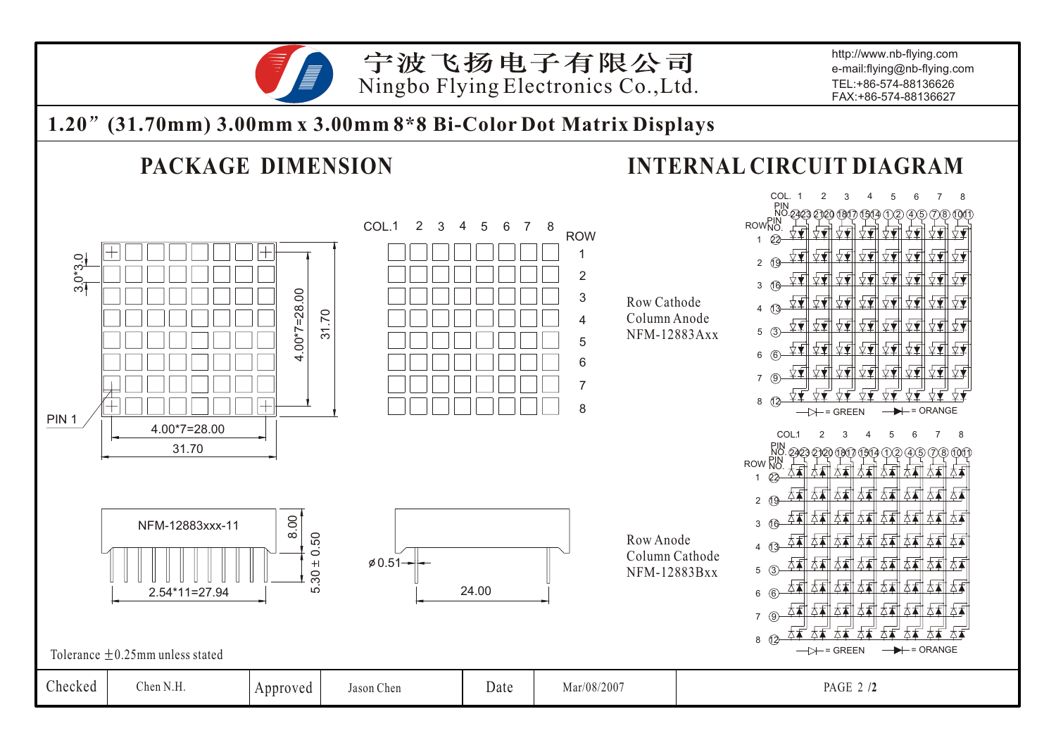宁波飞扬电子有限公司
Ningbo Flying Electronics Co.,Ltd.

http://www.nb-flying.com
e-mail:flying@nb-flying.com
TEL:+86-574-88136626
FAX:+86-574-88136627

# 1.20”(31.70mm) 3.00mm x 3.00mm 8*8 Bi-Color Dot Matrix Displays

## PACKAGE DIMENSION

3.0*3.0
4.00*7=28.00
31.70
PIN 1
4.00*7=28.00
31.70

COL.1 2 3 4 5 6 7 8
ROW 1 2 3 4 5 6 7 8

NFM-12883xxx-11
8.00
5.30±0.50
2.54*11=27.94
ø0.51
24.00

## INTERNAL CIRCUIT DIAGRAM

Row Cathode
Column Anode
NFM-12883Axx

COL. 1 2 3 4 5 6 7 8
PIN NO. 24 23 21 20 18 17 15 14 1 2 4 5 7 8 10 11
ROW / PIN NO.: 1 22, 2 19, 3 16, 4 13, 5 3, 6 6, 7 9, 8 12
= GREEN  = ORANGE

Row Anode
Column Cathode
NFM-12883Bxx

COL.1 2 3 4 5 6 7 8
PIN NO. 24 23 21 20 18 17 15 14 1 2 4 5 7 8 10 11
ROW / PIN NO.: 1 22, 2 19, 3 16, 4 13, 5 3, 6 6, 7 9, 8 12
= GREEN  = ORANGE

Tolerance ±0.25mm unless stated

| Checked | Chen N.H. | Approved | Jason Chen | Date | Mar/08/2007 | PAGE 2 /2 |
|---|---|---|---|---|---|---|